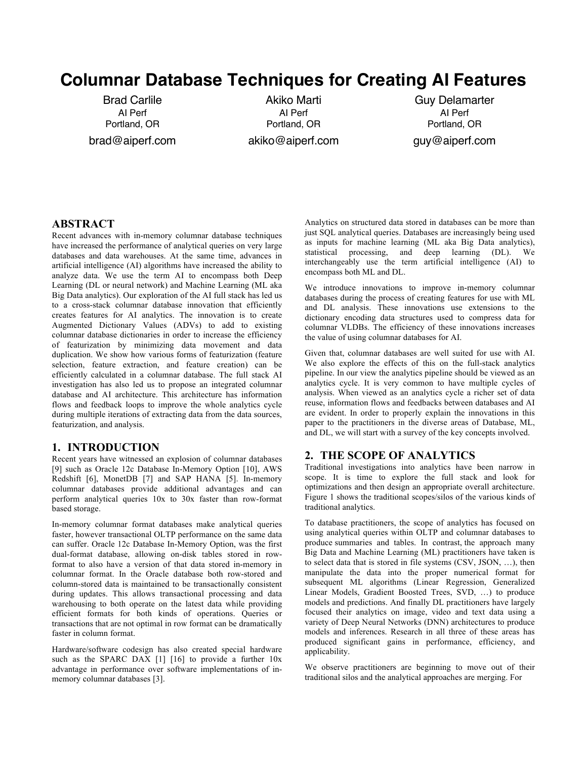# Columnar Database Techniques for Creating AI Features

Brad Carlile
AI Perf
Portland, OR
brad@aiperf.com

Akiko Marti
AI Perf
Portland, OR
akiko@aiperf.com

Guy Delamarter
AI Perf
Portland, OR
guy@aiperf.com

## ABSTRACT

Recent advances with in-memory columnar database techniques have increased the performance of analytical queries on very large databases and data warehouses. At the same time, advances in artificial intelligence (AI) algorithms have increased the ability to analyze data. We use the term AI to encompass both Deep Learning (DL or neural network) and Machine Learning (ML aka Big Data analytics). Our exploration of the AI full stack has led us to a cross-stack columnar database innovation that efficiently creates features for AI analytics. The innovation is to create Augmented Dictionary Values (ADVs) to add to existing columnar database dictionaries in order to increase the efficiency of featurization by minimizing data movement and data duplication. We show how various forms of featurization (feature selection, feature extraction, and feature creation) can be efficiently calculated in a columnar database. The full stack AI investigation has also led us to propose an integrated columnar database and AI architecture. This architecture has information flows and feedback loops to improve the whole analytics cycle during multiple iterations of extracting data from the data sources, featurization, and analysis.

## 1. INTRODUCTION

Recent years have witnessed an explosion of columnar databases [9] such as Oracle 12c Database In-Memory Option [10], AWS Redshift [6], MonetDB [7] and SAP HANA [5]. In-memory columnar databases provide additional advantages and can perform analytical queries 10x to 30x faster than row-format based storage.

In-memory columnar format databases make analytical queries faster, however transactional OLTP performance on the same data can suffer. Oracle 12c Database In-Memory Option, was the first dual-format database, allowing on-disk tables stored in row-format to also have a version of that data stored in-memory in columnar format. In the Oracle database both row-stored and column-stored data is maintained to be transactionally consistent during updates. This allows transactional processing and data warehousing to both operate on the latest data while providing efficient formats for both kinds of operations. Queries or transactions that are not optimal in row format can be dramatically faster in column format.

Hardware/software codesign has also created special hardware such as the SPARC DAX [1] [16] to provide a further 10x advantage in performance over software implementations of in-memory columnar databases [3].

Analytics on structured data stored in databases can be more than just SQL analytical queries. Databases are increasingly being used as inputs for machine learning (ML aka Big Data analytics), statistical processing, and deep learning (DL). We interchangeably use the term artificial intelligence (AI) to encompass both ML and DL.

We introduce innovations to improve in-memory columnar databases during the process of creating features for use with ML and DL analysis. These innovations use extensions to the dictionary encoding data structures used to compress data for columnar VLDBs. The efficiency of these innovations increases the value of using columnar databases for AI.

Given that, columnar databases are well suited for use with AI. We also explore the effects of this on the full-stack analytics pipeline. In our view the analytics pipeline should be viewed as an analytics cycle. It is very common to have multiple cycles of analysis. When viewed as an analytics cycle a richer set of data reuse, information flows and feedbacks between databases and AI are evident. In order to properly explain the innovations in this paper to the practitioners in the diverse areas of Database, ML, and DL, we will start with a survey of the key concepts involved.

## 2. THE SCOPE OF ANALYTICS

Traditional investigations into analytics have been narrow in scope. It is time to explore the full stack and look for optimizations and then design an appropriate overall architecture. Figure 1 shows the traditional scopes/silos of the various kinds of traditional analytics.

To database practitioners, the scope of analytics has focused on using analytical queries within OLTP and columnar databases to produce summaries and tables. In contrast, the approach many Big Data and Machine Learning (ML) practitioners have taken is to select data that is stored in file systems (CSV, JSON, …), then manipulate the data into the proper numerical format for subsequent ML algorithms (Linear Regression, Generalized Linear Models, Gradient Boosted Trees, SVD, …) to produce models and predictions. And finally DL practitioners have largely focused their analytics on image, video and text data using a variety of Deep Neural Networks (DNN) architectures to produce models and inferences. Research in all three of these areas has produced significant gains in performance, efficiency, and applicability.

We observe practitioners are beginning to move out of their traditional silos and the analytical approaches are merging. For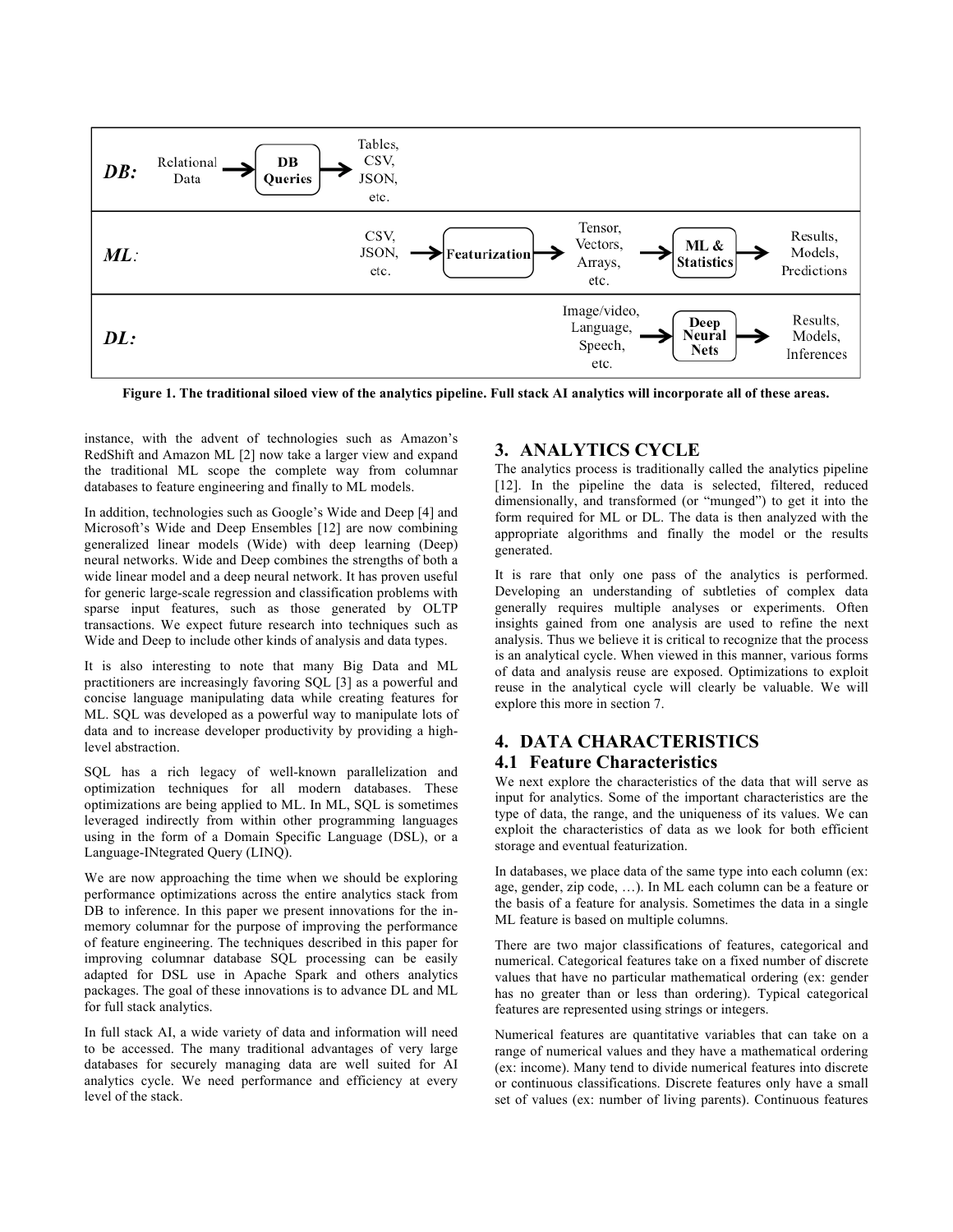| | | | | | | | |
|---|---|---|---|---|---|---|---|
| ***DB:*** | Relational Data | → **DB Queries** → | Tables, CSV, JSON, etc. | | | | |
| ***ML:*** | | | CSV, JSON, etc. | → **Featurization** → | Tensor, Vectors, Arrays, etc. | → **ML & Statistics** → | Results, Models, Predictions |
| ***DL:*** | | | | | Image/video, Language, Speech, etc. | → **Deep Neural Nets** → | Results, Models, Inferences |

**Figure 1. The traditional siloed view of the analytics pipeline. Full stack AI analytics will incorporate all of these areas.**

instance, with the advent of technologies such as Amazon's RedShift and Amazon ML [2] now take a larger view and expand the traditional ML scope the complete way from columnar databases to feature engineering and finally to ML models.

In addition, technologies such as Google's Wide and Deep [4] and Microsoft's Wide and Deep Ensembles [12] are now combining generalized linear models (Wide) with deep learning (Deep) neural networks. Wide and Deep combines the strengths of both a wide linear model and a deep neural network. It has proven useful for generic large-scale regression and classification problems with sparse input features, such as those generated by OLTP transactions. We expect future research into techniques such as Wide and Deep to include other kinds of analysis and data types.

It is also interesting to note that many Big Data and ML practitioners are increasingly favoring SQL [3] as a powerful and concise language manipulating data while creating features for ML. SQL was developed as a powerful way to manipulate lots of data and to increase developer productivity by providing a high-level abstraction.

SQL has a rich legacy of well-known parallelization and optimization techniques for all modern databases. These optimizations are being applied to ML. In ML, SQL is sometimes leveraged indirectly from within other programming languages using in the form of a Domain Specific Language (DSL), or a Language-INtegrated Query (LINQ).

We are now approaching the time when we should be exploring performance optimizations across the entire analytics stack from DB to inference. In this paper we present innovations for the in-memory columnar for the purpose of improving the performance of feature engineering. The techniques described in this paper for improving columnar database SQL processing can be easily adapted for DSL use in Apache Spark and others analytics packages. The goal of these innovations is to advance DL and ML for full stack analytics.

In full stack AI, a wide variety of data and information will need to be accessed. The many traditional advantages of very large databases for securely managing data are well suited for AI analytics cycle. We need performance and efficiency at every level of the stack.

## 3. ANALYTICS CYCLE

The analytics process is traditionally called the analytics pipeline [12]. In the pipeline the data is selected, filtered, reduced dimensionally, and transformed (or "munged") to get it into the form required for ML or DL. The data is then analyzed with the appropriate algorithms and finally the model or the results generated.

It is rare that only one pass of the analytics is performed. Developing an understanding of subtleties of complex data generally requires multiple analyses or experiments. Often insights gained from one analysis are used to refine the next analysis. Thus we believe it is critical to recognize that the process is an analytical cycle. When viewed in this manner, various forms of data and analysis reuse are exposed. Optimizations to exploit reuse in the analytical cycle will clearly be valuable. We will explore this more in section 7.

## 4. DATA CHARACTERISTICS

### 4.1 Feature Characteristics

We next explore the characteristics of the data that will serve as input for analytics. Some of the important characteristics are the type of data, the range, and the uniqueness of its values. We can exploit the characteristics of data as we look for both efficient storage and eventual featurization.

In databases, we place data of the same type into each column (ex: age, gender, zip code, …). In ML each column can be a feature or the basis of a feature for analysis. Sometimes the data in a single ML feature is based on multiple columns.

There are two major classifications of features, categorical and numerical. Categorical features take on a fixed number of discrete values that have no particular mathematical ordering (ex: gender has no greater than or less than ordering). Typical categorical features are represented using strings or integers.

Numerical features are quantitative variables that can take on a range of numerical values and they have a mathematical ordering (ex: income). Many tend to divide numerical features into discrete or continuous classifications. Discrete features only have a small set of values (ex: number of living parents). Continuous features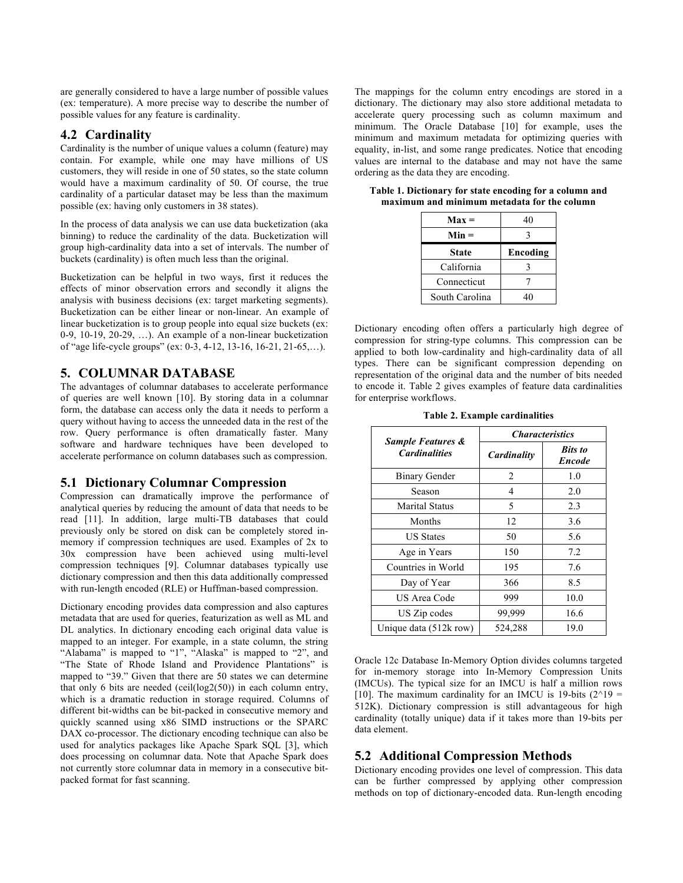are generally considered to have a large number of possible values (ex: temperature). A more precise way to describe the number of possible values for any feature is cardinality.

## 4.2 Cardinality

Cardinality is the number of unique values a column (feature) may contain. For example, while one may have millions of US customers, they will reside in one of 50 states, so the state column would have a maximum cardinality of 50. Of course, the true cardinality of a particular dataset may be less than the maximum possible (ex: having only customers in 38 states).

In the process of data analysis we can use data bucketization (aka binning) to reduce the cardinality of the data. Bucketization will group high-cardinality data into a set of intervals. The number of buckets (cardinality) is often much less than the original.

Bucketization can be helpful in two ways, first it reduces the effects of minor observation errors and secondly it aligns the analysis with business decisions (ex: target marketing segments). Bucketization can be either linear or non-linear. An example of linear bucketization is to group people into equal size buckets (ex: 0-9, 10-19, 20-29, …). An example of a non-linear bucketization of "age life-cycle groups" (ex: 0-3, 4-12, 13-16, 16-21, 21-65,…).

# 5. COLUMNAR DATABASE

The advantages of columnar databases to accelerate performance of queries are well known [10]. By storing data in a columnar form, the database can access only the data it needs to perform a query without having to access the unneeded data in the rest of the row. Query performance is often dramatically faster. Many software and hardware techniques have been developed to accelerate performance on column databases such as compression.

## 5.1 Dictionary Columnar Compression

Compression can dramatically improve the performance of analytical queries by reducing the amount of data that needs to be read [11]. In addition, large multi-TB databases that could previously only be stored on disk can be completely stored in-memory if compression techniques are used. Examples of 2x to 30x compression have been achieved using multi-level compression techniques [9]. Columnar databases typically use dictionary compression and then this data additionally compressed with run-length encoded (RLE) or Huffman-based compression.

Dictionary encoding provides data compression and also captures metadata that are used for queries, featurization as well as ML and DL analytics. In dictionary encoding each original data value is mapped to an integer. For example, in a state column, the string "Alabama" is mapped to "1", "Alaska" is mapped to "2", and "The State of Rhode Island and Providence Plantations" is mapped to "39." Given that there are 50 states we can determine that only 6 bits are needed (ceil(log2(50)) in each column entry, which is a dramatic reduction in storage required. Columns of different bit-widths can be bit-packed in consecutive memory and quickly scanned using x86 SIMD instructions or the SPARC DAX co-processor. The dictionary encoding technique can also be used for analytics packages like Apache Spark SQL [3], which does processing on columnar data. Note that Apache Spark does not currently store columnar data in memory in a consecutive bit-packed format for fast scanning.

The mappings for the column entry encodings are stored in a dictionary. The dictionary may also store additional metadata to accelerate query processing such as column maximum and minimum. The Oracle Database [10] for example, uses the minimum and maximum metadata for optimizing queries with equality, in-list, and some range predicates. Notice that encoding values are internal to the database and may not have the same ordering as the data they are encoding.

**Table 1. Dictionary for state encoding for a column and maximum and minimum metadata for the column**

| **Max =** | 40 |
|---|---|
| **Min =** | 3 |
| **State** | **Encoding** |
| California | 3 |
| Connecticut | 7 |
| South Carolina | 40 |

Dictionary encoding often offers a particularly high degree of compression for string-type columns. This compression can be applied to both low-cardinality and high-cardinality data of all types. There can be significant compression depending on representation of the original data and the number of bits needed to encode it. Table 2 gives examples of feature data cardinalities for enterprise workflows.

**Table 2. Example cardinalities**

| ***Sample Features & Cardinalities*** | ***Characteristics*** | |
|---|---|---|
| | ***Cardinality*** | ***Bits to Encode*** |
| Binary Gender | 2 | 1.0 |
| Season | 4 | 2.0 |
| Marital Status | 5 | 2.3 |
| Months | 12 | 3.6 |
| US States | 50 | 5.6 |
| Age in Years | 150 | 7.2 |
| Countries in World | 195 | 7.6 |
| Day of Year | 366 | 8.5 |
| US Area Code | 999 | 10.0 |
| US Zip codes | 99,999 | 16.6 |
| Unique data (512k row) | 524,288 | 19.0 |

Oracle 12c Database In-Memory Option divides columns targeted for in-memory storage into In-Memory Compression Units (IMCUs). The typical size for an IMCU is half a million rows [10]. The maximum cardinality for an IMCU is 19-bits (2^19 = 512K). Dictionary compression is still advantageous for high cardinality (totally unique) data if it takes more than 19-bits per data element.

## 5.2 Additional Compression Methods

Dictionary encoding provides one level of compression. This data can be further compressed by applying other compression methods on top of dictionary-encoded data. Run-length encoding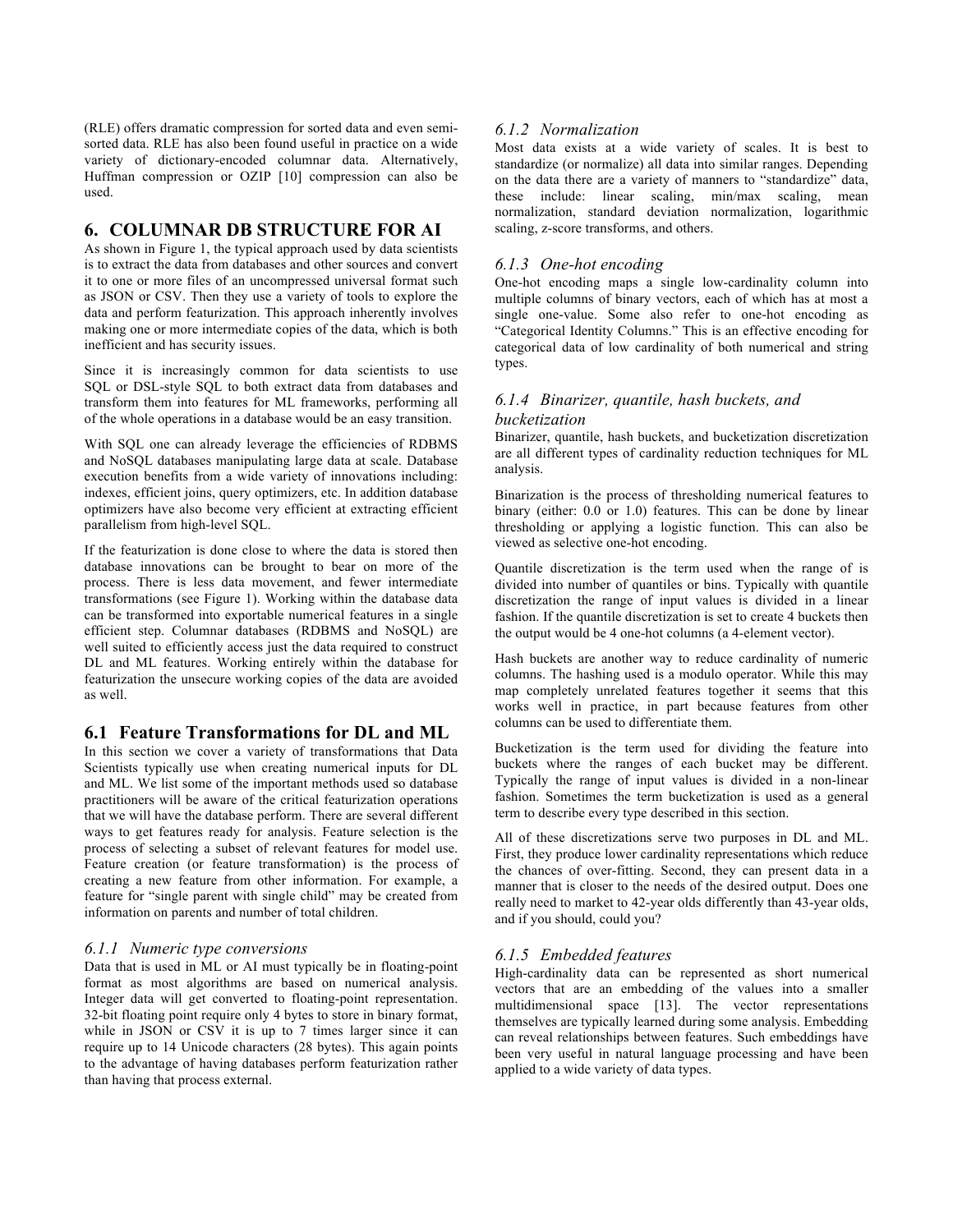(RLE) offers dramatic compression for sorted data and even semi-sorted data. RLE has also been found useful in practice on a wide variety of dictionary-encoded columnar data. Alternatively, Huffman compression or OZIP [10] compression can also be used.

## 6. COLUMNAR DB STRUCTURE FOR AI

As shown in Figure 1, the typical approach used by data scientists is to extract the data from databases and other sources and convert it to one or more files of an uncompressed universal format such as JSON or CSV. Then they use a variety of tools to explore the data and perform featurization. This approach inherently involves making one or more intermediate copies of the data, which is both inefficient and has security issues.

Since it is increasingly common for data scientists to use SQL or DSL-style SQL to both extract data from databases and transform them into features for ML frameworks, performing all of the whole operations in a database would be an easy transition.

With SQL one can already leverage the efficiencies of RDBMS and NoSQL databases manipulating large data at scale. Database execution benefits from a wide variety of innovations including: indexes, efficient joins, query optimizers, etc. In addition database optimizers have also become very efficient at extracting efficient parallelism from high-level SQL.

If the featurization is done close to where the data is stored then database innovations can be brought to bear on more of the process. There is less data movement, and fewer intermediate transformations (see Figure 1). Working within the database data can be transformed into exportable numerical features in a single efficient step. Columnar databases (RDBMS and NoSQL) are well suited to efficiently access just the data required to construct DL and ML features. Working entirely within the database for featurization the unsecure working copies of the data are avoided as well.

### 6.1 Feature Transformations for DL and ML

In this section we cover a variety of transformations that Data Scientists typically use when creating numerical inputs for DL and ML. We list some of the important methods used so database practitioners will be aware of the critical featurization operations that we will have the database perform. There are several different ways to get features ready for analysis. Feature selection is the process of selecting a subset of relevant features for model use. Feature creation (or feature transformation) is the process of creating a new feature from other information. For example, a feature for "single parent with single child" may be created from information on parents and number of total children.

#### *6.1.1 Numeric type conversions*

Data that is used in ML or AI must typically be in floating-point format as most algorithms are based on numerical analysis. Integer data will get converted to floating-point representation. 32-bit floating point require only 4 bytes to store in binary format, while in JSON or CSV it is up to 7 times larger since it can require up to 14 Unicode characters (28 bytes). This again points to the advantage of having databases perform featurization rather than having that process external.

#### *6.1.2 Normalization*

Most data exists at a wide variety of scales. It is best to standardize (or normalize) all data into similar ranges. Depending on the data there are a variety of manners to "standardize" data, these include: linear scaling, min/max scaling, mean normalization, standard deviation normalization, logarithmic scaling, z-score transforms, and others.

#### *6.1.3 One-hot encoding*

One-hot encoding maps a single low-cardinality column into multiple columns of binary vectors, each of which has at most a single one-value. Some also refer to one-hot encoding as "Categorical Identity Columns." This is an effective encoding for categorical data of low cardinality of both numerical and string types.

#### *6.1.4 Binarizer, quantile, hash buckets, and bucketization*

Binarizer, quantile, hash buckets, and bucketization discretization are all different types of cardinality reduction techniques for ML analysis.

Binarization is the process of thresholding numerical features to binary (either: 0.0 or 1.0) features. This can be done by linear thresholding or applying a logistic function. This can also be viewed as selective one-hot encoding.

Quantile discretization is the term used when the range of is divided into number of quantiles or bins. Typically with quantile discretization the range of input values is divided in a linear fashion. If the quantile discretization is set to create 4 buckets then the output would be 4 one-hot columns (a 4-element vector).

Hash buckets are another way to reduce cardinality of numeric columns. The hashing used is a modulo operator. While this may map completely unrelated features together it seems that this works well in practice, in part because features from other columns can be used to differentiate them.

Bucketization is the term used for dividing the feature into buckets where the ranges of each bucket may be different. Typically the range of input values is divided in a non-linear fashion. Sometimes the term bucketization is used as a general term to describe every type described in this section.

All of these discretizations serve two purposes in DL and ML. First, they produce lower cardinality representations which reduce the chances of over-fitting. Second, they can present data in a manner that is closer to the needs of the desired output. Does one really need to market to 42-year olds differently than 43-year olds, and if you should, could you?

#### *6.1.5 Embedded features*

High-cardinality data can be represented as short numerical vectors that are an embedding of the values into a smaller multidimensional space [13]. The vector representations themselves are typically learned during some analysis. Embedding can reveal relationships between features. Such embeddings have been very useful in natural language processing and have been applied to a wide variety of data types.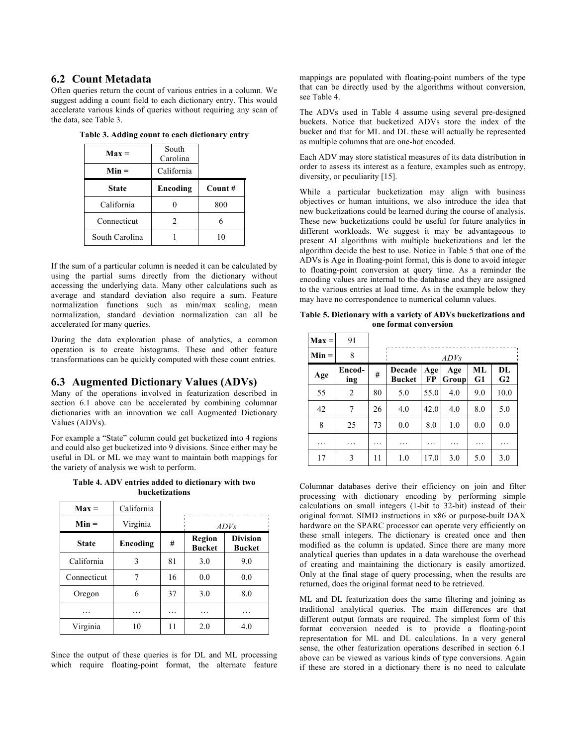## 6.2 Count Metadata

Often queries return the count of various entries in a column. We suggest adding a count field to each dictionary entry. This would accelerate various kinds of queries without requiring any scan of the data, see Table 3.

**Table 3. Adding count to each dictionary entry**

| Max = | South Carolina | |
|---|---|---|
| **Min =** | California | |
| **State** | **Encoding** | **Count #** |
| California | 0 | 800 |
| Connecticut | 2 | 6 |
| South Carolina | 1 | 10 |

If the sum of a particular column is needed it can be calculated by using the partial sums directly from the dictionary without accessing the underlying data. Many other calculations such as average and standard deviation also require a sum. Feature normalization functions such as min/max scaling, mean normalization, standard deviation normalization can all be accelerated for many queries.

During the data exploration phase of analytics, a common operation is to create histograms. These and other feature transformations can be quickly computed with these count entries.

## 6.3 Augmented Dictionary Values (ADVs)

Many of the operations involved in featurization described in section 6.1 above can be accelerated by combining columnar dictionaries with an innovation we call Augmented Dictionary Values (ADVs).

For example a "State" column could get bucketized into 4 regions and could also get bucketized into 9 divisions. Since either may be useful in DL or ML we may want to maintain both mappings for the variety of analysis we wish to perform.

**Table 4. ADV entries added to dictionary with two bucketizations**

| Max = | California | | | |
|---|---|---|---|---|
| **Min =** | Virginia | | *ADVs* | |
| **State** | **Encoding** | **#** | **Region Bucket** | **Division Bucket** |
| California | 3 | 81 | 3.0 | 9.0 |
| Connecticut | 7 | 16 | 0.0 | 0.0 |
| Oregon | 6 | 37 | 3.0 | 8.0 |
| … | … | … | … | … |
| Virginia | 10 | 11 | 2.0 | 4.0 |

Since the output of these queries is for DL and ML processing which require floating-point format, the alternate feature mappings are populated with floating-point numbers of the type that can be directly used by the algorithms without conversion, see Table 4.

The ADVs used in Table 4 assume using several pre-designed buckets. Notice that bucketized ADVs store the index of the bucket and that for ML and DL these will actually be represented as multiple columns that are one-hot encoded.

Each ADV may store statistical measures of its data distribution in order to assess its interest as a feature, examples such as entropy, diversity, or peculiarity [15].

While a particular bucketization may align with business objectives or human intuitions, we also introduce the idea that new bucketizations could be learned during the course of analysis. These new bucketizations could be useful for future analytics in different workloads. We suggest it may be advantageous to present AI algorithms with multiple bucketizations and let the algorithm decide the best to use. Notice in Table 5 that one of the ADVs is Age in floating-point format, this is done to avoid integer to floating-point conversion at query time. As a reminder the encoding values are internal to the database and they are assigned to the various entries at load time. As in the example below they may have no correspondence to numerical column values.

**Table 5. Dictionary with a variety of ADVs bucketizations and one format conversion**

| Max = | 91 | | | | | | |
|---|---|---|---|---|---|---|---|
| **Min =** | 8 | | | | *ADVs* | | |
| **Age** | **Encod-ing** | **#** | **Decade Bucket** | **Age FP** | **Age Group** | **ML G1** | **DL G2** |
| 55 | 2 | 80 | 5.0 | 55.0 | 4.0 | 9.0 | 10.0 |
| 42 | 7 | 26 | 4.0 | 42.0 | 4.0 | 8.0 | 5.0 |
| 8 | 25 | 73 | 0.0 | 8.0 | 1.0 | 0.0 | 0.0 |
| … | … | … | … | … | … | … | … |
| 17 | 3 | 11 | 1.0 | 17.0 | 3.0 | 5.0 | 3.0 |

Columnar databases derive their efficiency on join and filter processing with dictionary encoding by performing simple calculations on small integers (1-bit to 32-bit) instead of their original format. SIMD instructions in x86 or purpose-built DAX hardware on the SPARC processor can operate very efficiently on these small integers. The dictionary is created once and then modified as the column is updated. Since there are many more analytical queries than updates in a data warehouse the overhead of creating and maintaining the dictionary is easily amortized. Only at the final stage of query processing, when the results are returned, does the original format need to be retrieved.

ML and DL featurization does the same filtering and joining as traditional analytical queries. The main differences are that different output formats are required. The simplest form of this format conversion needed is to provide a floating-point representation for ML and DL calculations. In a very general sense, the other featurization operations described in section 6.1 above can be viewed as various kinds of type conversions. Again if these are stored in a dictionary there is no need to calculate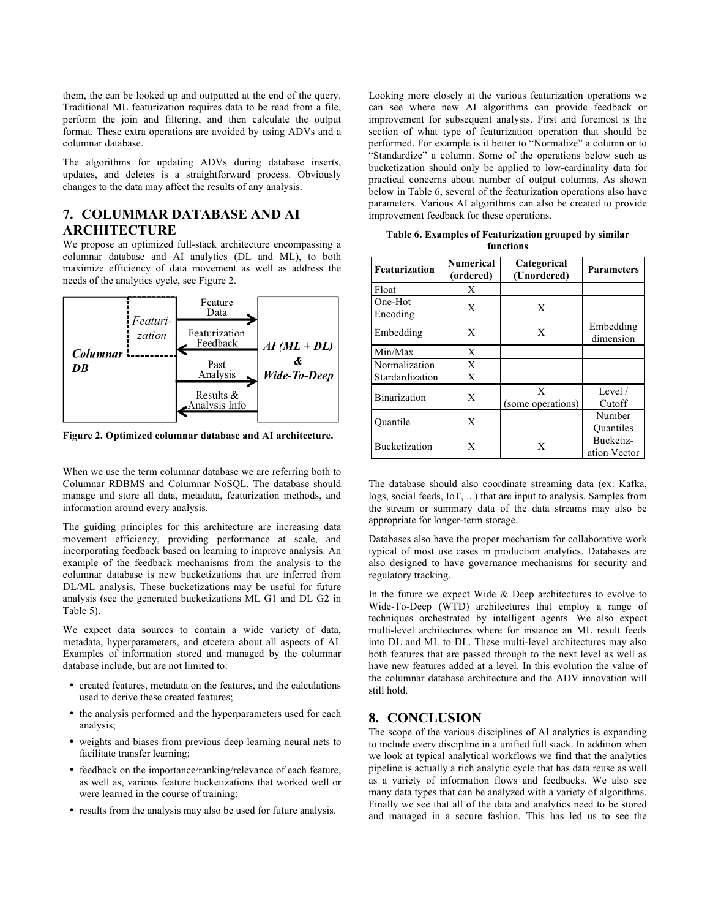them, the can be looked up and outputted at the end of the query. Traditional ML featurization requires data to be read from a file, perform the join and filtering, and then calculate the output format. These extra operations are avoided by using ADVs and a columnar database.

The algorithms for updating ADVs during database inserts, updates, and deletes is a straightforward process. Obviously changes to the data may affect the results of any analysis.

## 7. COLUMMAR DATABASE AND AI ARCHITECTURE

We propose an optimized full-stack architecture encompassing a columnar database and AI analytics (DL and ML), to both maximize efficiency of data movement as well as address the needs of the analytics cycle, see Figure 2.

**Figure 2. Optimized columnar database and AI architecture.**

When we use the term columnar database we are referring both to Columnar RDBMS and Columnar NoSQL. The database should manage and store all data, metadata, featurization methods, and information around every analysis.

The guiding principles for this architecture are increasing data movement efficiency, providing performance at scale, and incorporating feedback based on learning to improve analysis. An example of the feedback mechanisms from the analysis to the columnar database is new bucketizations that are inferred from DL/ML analysis. These bucketizations may be useful for future analysis (see the generated bucketizations ML G1 and DL G2 in Table 5).

We expect data sources to contain a wide variety of data, metadata, hyperparameters, and etcetera about all aspects of AI. Examples of information stored and managed by the columnar database include, but are not limited to:

- created features, metadata on the features, and the calculations used to derive these created features;
- the analysis performed and the hyperparameters used for each analysis;
- weights and biases from previous deep learning neural nets to facilitate transfer learning;
- feedback on the importance/ranking/relevance of each feature, as well as, various feature bucketizations that worked well or were learned in the course of training;
- results from the analysis may also be used for future analysis.

Looking more closely at the various featurization operations we can see where new AI algorithms can provide feedback or improvement for subsequent analysis. First and foremost is the section of what type of featurization operation that should be performed. For example is it better to "Normalize" a column or to "Standardize" a column. Some of the operations below such as bucketization should only be applied to low-cardinality data for practical concerns about number of output columns. As shown below in Table 6, several of the featurization operations also have parameters. Various AI algorithms can also be created to provide improvement feedback for these operations.

**Table 6. Examples of Featurization grouped by similar functions**

| Featurization | Numerical (ordered) | Categorical (Unordered) | Parameters |
|---|---|---|---|
| Float | X | | |
| One-Hot Encoding | X | X | |
| Embedding | X | X | Embedding dimension |
| Min/Max | X | | |
| Normalization | X | | |
| Stardardization | X | | |
| Binarization | X | X (some operations) | Level / Cutoff |
| Quantile | X | | Number Quantiles |
| Bucketization | X | X | Bucketization Vector |

The database should also coordinate streaming data (ex: Kafka, logs, social feeds, IoT, ...) that are input to analysis. Samples from the stream or summary data of the data streams may also be appropriate for longer-term storage.

Databases also have the proper mechanism for collaborative work typical of most use cases in production analytics. Databases are also designed to have governance mechanisms for security and regulatory tracking.

In the future we expect Wide & Deep architectures to evolve to Wide-To-Deep (WTD) architectures that employ a range of techniques orchestrated by intelligent agents. We also expect multi-level architectures where for instance an ML result feeds into DL and ML to DL. These multi-level architectures may also both features that are passed through to the next level as well as have new features added at a level. In this evolution the value of the columnar database architecture and the ADV innovation will still hold.

## 8. CONCLUSION

The scope of the various disciplines of AI analytics is expanding to include every discipline in a unified full stack. In addition when we look at typical analytical workflows we find that the analytics pipeline is actually a rich analytic cycle that has data reuse as well as a variety of information flows and feedbacks. We also see many data types that can be analyzed with a variety of algorithms. Finally we see that all of the data and analytics need to be stored and managed in a secure fashion. This has led us to see the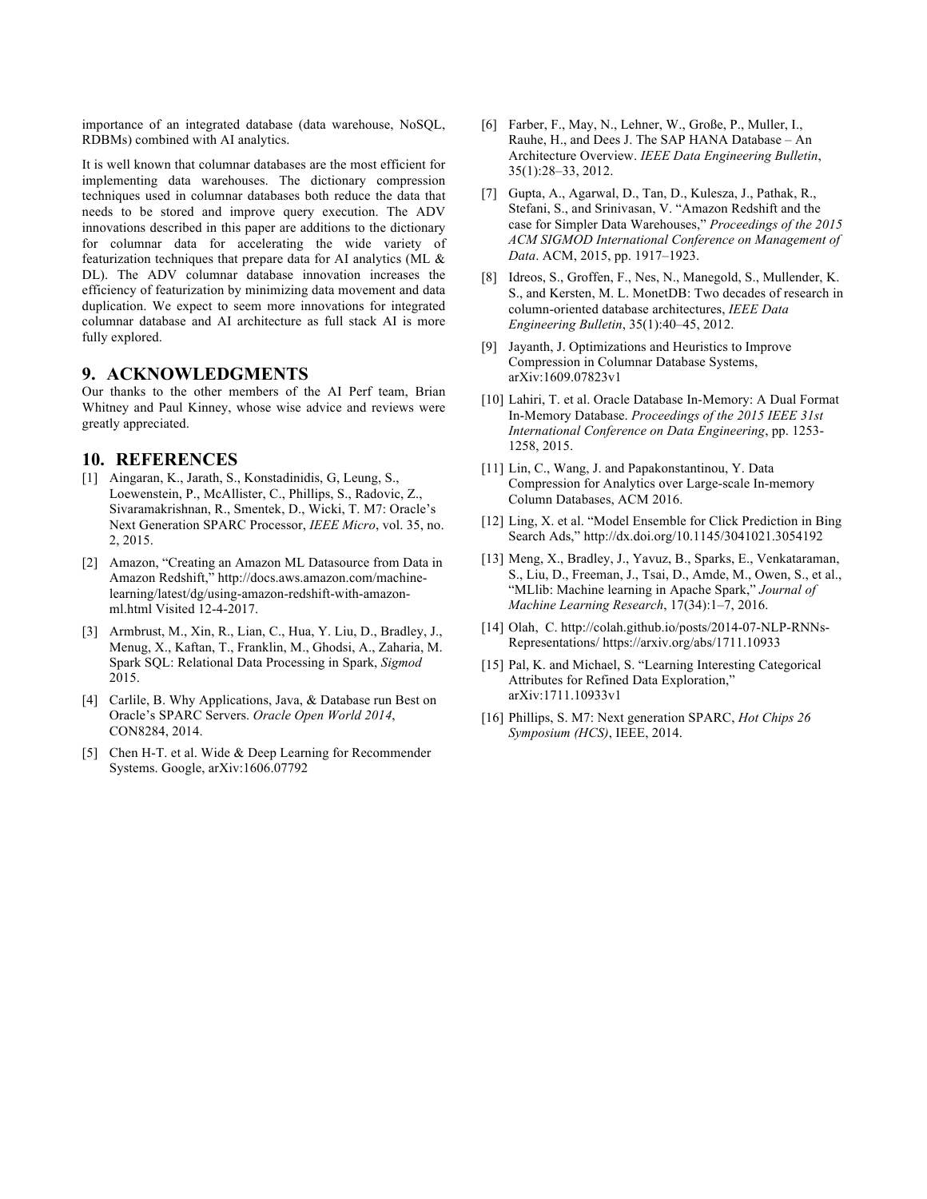importance of an integrated database (data warehouse, NoSQL, RDBMs) combined with AI analytics.

It is well known that columnar databases are the most efficient for implementing data warehouses. The dictionary compression techniques used in columnar databases both reduce the data that needs to be stored and improve query execution. The ADV innovations described in this paper are additions to the dictionary for columnar data for accelerating the wide variety of featurization techniques that prepare data for AI analytics (ML & DL). The ADV columnar database innovation increases the efficiency of featurization by minimizing data movement and data duplication. We expect to seem more innovations for integrated columnar database and AI architecture as full stack AI is more fully explored.

## 9. ACKNOWLEDGMENTS

Our thanks to the other members of the AI Perf team, Brian Whitney and Paul Kinney, whose wise advice and reviews were greatly appreciated.

## 10. REFERENCES

[1] Aingaran, K., Jarath, S., Konstadinidis, G, Leung, S., Loewenstein, P., McAllister, C., Phillips, S., Radovic, Z., Sivaramakrishnan, R., Smentek, D., Wicki, T. M7: Oracle's Next Generation SPARC Processor, *IEEE Micro*, vol. 35, no. 2, 2015.

[2] Amazon, "Creating an Amazon ML Datasource from Data in Amazon Redshift," http://docs.aws.amazon.com/machine-learning/latest/dg/using-amazon-redshift-with-amazon-ml.html Visited 12-4-2017.

[3] Armbrust, M., Xin, R., Lian, C., Hua, Y. Liu, D., Bradley, J., Menug, X., Kaftan, T., Franklin, M., Ghodsi, A., Zaharia, M. Spark SQL: Relational Data Processing in Spark, *Sigmod* 2015.

[4] Carlile, B. Why Applications, Java, & Database run Best on Oracle's SPARC Servers. *Oracle Open World 2014*, CON8284, 2014.

[5] Chen H-T. et al. Wide & Deep Learning for Recommender Systems. Google, arXiv:1606.07792

[6] Farber, F., May, N., Lehner, W., Große, P., Muller, I., Rauhe, H., and Dees J. The SAP HANA Database – An Architecture Overview. *IEEE Data Engineering Bulletin*, 35(1):28–33, 2012.

[7] Gupta, A., Agarwal, D., Tan, D., Kulesza, J., Pathak, R., Stefani, S., and Srinivasan, V. "Amazon Redshift and the case for Simpler Data Warehouses," *Proceedings of the 2015 ACM SIGMOD International Conference on Management of Data*. ACM, 2015, pp. 1917–1923.

[8] Idreos, S., Groffen, F., Nes, N., Manegold, S., Mullender, K. S., and Kersten, M. L. MonetDB: Two decades of research in column-oriented database architectures, *IEEE Data Engineering Bulletin*, 35(1):40–45, 2012.

[9] Jayanth, J. Optimizations and Heuristics to Improve Compression in Columnar Database Systems, arXiv:1609.07823v1

[10] Lahiri, T. et al. Oracle Database In-Memory: A Dual Format In-Memory Database. *Proceedings of the 2015 IEEE 31st International Conference on Data Engineering*, pp. 1253-1258, 2015.

[11] Lin, C., Wang, J. and Papakonstantinou, Y. Data Compression for Analytics over Large-scale In-memory Column Databases, ACM 2016.

[12] Ling, X. et al. "Model Ensemble for Click Prediction in Bing Search Ads," http://dx.doi.org/10.1145/3041021.3054192

[13] Meng, X., Bradley, J., Yavuz, B., Sparks, E., Venkataraman, S., Liu, D., Freeman, J., Tsai, D., Amde, M., Owen, S., et al., "MLlib: Machine learning in Apache Spark," *Journal of Machine Learning Research*, 17(34):1–7, 2016.

[14] Olah, C. http://colah.github.io/posts/2014-07-NLP-RNNs-Representations/ https://arxiv.org/abs/1711.10933

[15] Pal, K. and Michael, S. "Learning Interesting Categorical Attributes for Refined Data Exploration," arXiv:1711.10933v1

[16] Phillips, S. M7: Next generation SPARC, *Hot Chips 26 Symposium (HCS)*, IEEE, 2014.